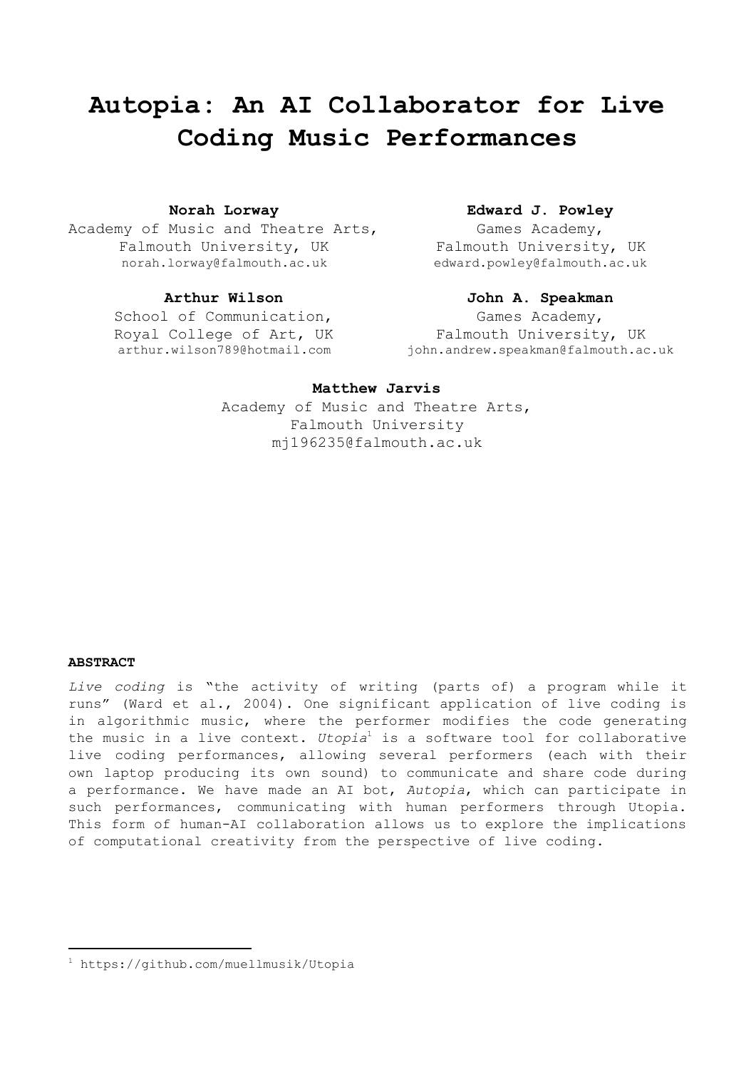# Autopia: An AI Collaborator for Live Coding Music Performances

**Norah Lorway**
Academy of Music and Theatre Arts,
Falmouth University, UK
norah.lorway@falmouth.ac.uk

**Edward J. Powley**
Games Academy,
Falmouth University, UK
edward.powley@falmouth.ac.uk

**Arthur Wilson**
School of Communication,
Royal College of Art, UK
arthur.wilson789@hotmail.com

**John A. Speakman**
Games Academy,
Falmouth University, UK
john.andrew.speakman@falmouth.ac.uk

**Matthew Jarvis**
Academy of Music and Theatre Arts,
Falmouth University
mj196235@falmouth.ac.uk

## ABSTRACT

*Live coding* is "the activity of writing (parts of) a program while it runs" (Ward et al., 2004). One significant application of live coding is in algorithmic music, where the performer modifies the code generating the music in a live context. *Utopia*[1] is a software tool for collaborative live coding performances, allowing several performers (each with their own laptop producing its own sound) to communicate and share code during a performance. We have made an AI bot, *Autopia*, which can participate in such performances, communicating with human performers through Utopia. This form of human-AI collaboration allows us to explore the implications of computational creativity from the perspective of live coding.

[1] https://github.com/muellmusik/Utopia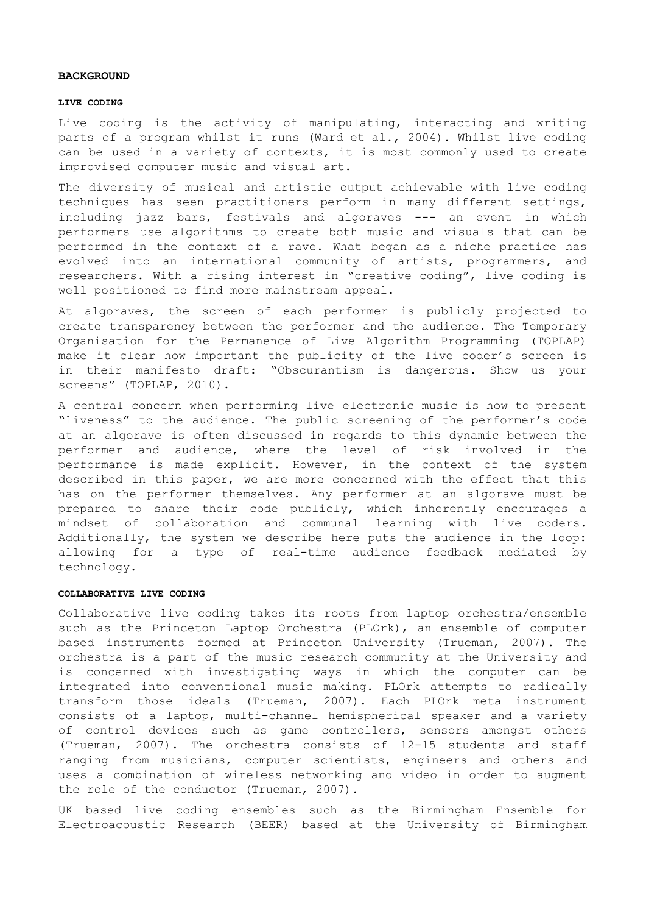## BACKGROUND

### LIVE CODING

Live coding is the activity of manipulating, interacting and writing parts of a program whilst it runs (Ward et al., 2004). Whilst live coding can be used in a variety of contexts, it is most commonly used to create improvised computer music and visual art.

The diversity of musical and artistic output achievable with live coding techniques has seen practitioners perform in many different settings, including jazz bars, festivals and algoraves --- an event in which performers use algorithms to create both music and visuals that can be performed in the context of a rave. What began as a niche practice has evolved into an international community of artists, programmers, and researchers. With a rising interest in "creative coding", live coding is well positioned to find more mainstream appeal.

At algoraves, the screen of each performer is publicly projected to create transparency between the performer and the audience. The Temporary Organisation for the Permanence of Live Algorithm Programming (TOPLAP) make it clear how important the publicity of the live coder's screen is in their manifesto draft: "Obscurantism is dangerous. Show us your screens" (TOPLAP, 2010).

A central concern when performing live electronic music is how to present "liveness" to the audience. The public screening of the performer's code at an algorave is often discussed in regards to this dynamic between the performer and audience, where the level of risk involved in the performance is made explicit. However, in the context of the system described in this paper, we are more concerned with the effect that this has on the performer themselves. Any performer at an algorave must be prepared to share their code publicly, which inherently encourages a mindset of collaboration and communal learning with live coders. Additionally, the system we describe here puts the audience in the loop: allowing for a type of real-time audience feedback mediated by technology.

### COLLABORATIVE LIVE CODING

Collaborative live coding takes its roots from laptop orchestra/ensemble such as the Princeton Laptop Orchestra (PLOrk), an ensemble of computer based instruments formed at Princeton University (Trueman, 2007). The orchestra is a part of the music research community at the University and is concerned with investigating ways in which the computer can be integrated into conventional music making. PLOrk attempts to radically transform those ideals (Trueman, 2007). Each PLOrk meta instrument consists of a laptop, multi-channel hemispherical speaker and a variety of control devices such as game controllers, sensors amongst others (Trueman, 2007). The orchestra consists of 12-15 students and staff ranging from musicians, computer scientists, engineers and others and uses a combination of wireless networking and video in order to augment the role of the conductor (Trueman, 2007).

UK based live coding ensembles such as the Birmingham Ensemble for Electroacoustic Research (BEER) based at the University of Birmingham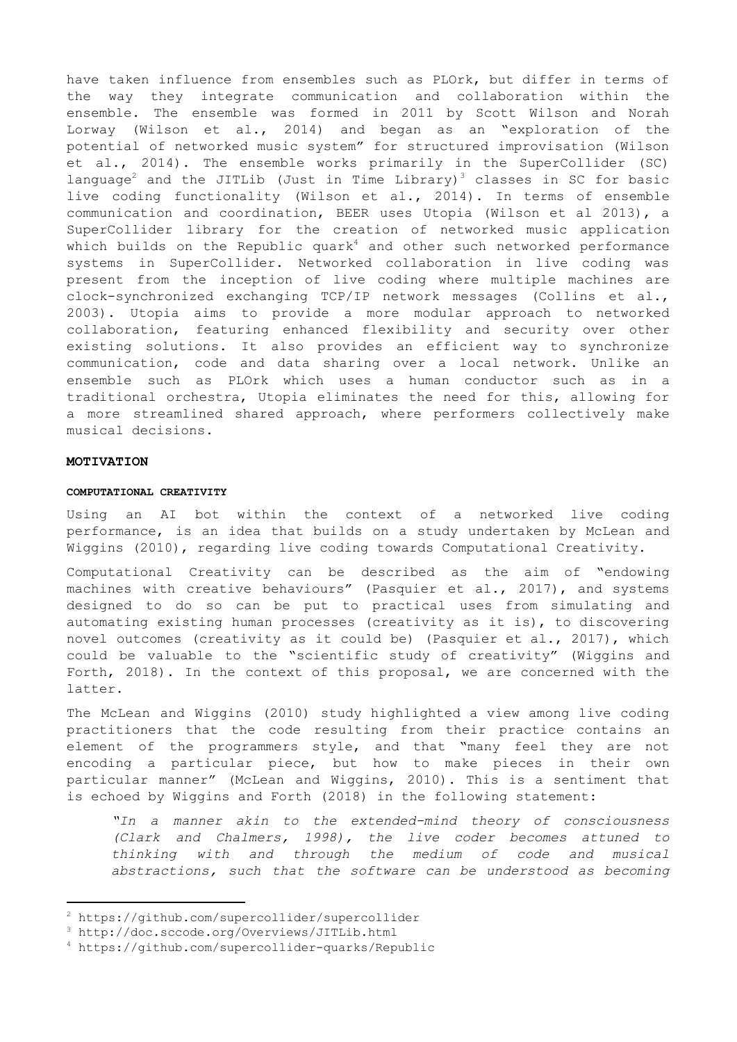have taken influence from ensembles such as PLOrk, but differ in terms of the way they integrate communication and collaboration within the ensemble. The ensemble was formed in 2011 by Scott Wilson and Norah Lorway (Wilson et al., 2014) and began as an "exploration of the potential of networked music system" for structured improvisation (Wilson et al., 2014). The ensemble works primarily in the SuperCollider (SC) language[2] and the JITLib (Just in Time Library)[3] classes in SC for basic live coding functionality (Wilson et al., 2014). In terms of ensemble communication and coordination, BEER uses Utopia (Wilson et al 2013), a SuperCollider library for the creation of networked music application which builds on the Republic quark[4] and other such networked performance systems in SuperCollider. Networked collaboration in live coding was present from the inception of live coding where multiple machines are clock-synchronized exchanging TCP/IP network messages (Collins et al., 2003). Utopia aims to provide a more modular approach to networked collaboration, featuring enhanced flexibility and security over other existing solutions. It also provides an efficient way to synchronize communication, code and data sharing over a local network. Unlike an ensemble such as PLOrk which uses a human conductor such as in a traditional orchestra, Utopia eliminates the need for this, allowing for a more streamlined shared approach, where performers collectively make musical decisions.

## MOTIVATION

### COMPUTATIONAL CREATIVITY

Using an AI bot within the context of a networked live coding performance, is an idea that builds on a study undertaken by McLean and Wiggins (2010), regarding live coding towards Computational Creativity.

Computational Creativity can be described as the aim of "endowing machines with creative behaviours" (Pasquier et al., 2017), and systems designed to do so can be put to practical uses from simulating and automating existing human processes (creativity as it is), to discovering novel outcomes (creativity as it could be) (Pasquier et al., 2017), which could be valuable to the "scientific study of creativity" (Wiggins and Forth, 2018). In the context of this proposal, we are concerned with the latter.

The McLean and Wiggins (2010) study highlighted a view among live coding practitioners that the code resulting from their practice contains an element of the programmers style, and that "many feel they are not encoding a particular piece, but how to make pieces in their own particular manner" (McLean and Wiggins, 2010). This is a sentiment that is echoed by Wiggins and Forth (2018) in the following statement:

> "*In a manner akin to the extended-mind theory of consciousness (Clark and Chalmers, 1998), the live coder becomes attuned to thinking with and through the medium of code and musical abstractions, such that the software can be understood as becoming*

---

[2] https://github.com/supercollider/supercollider

[3] http://doc.sccode.org/Overviews/JITLib.html

[4] https://github.com/supercollider-quarks/Republic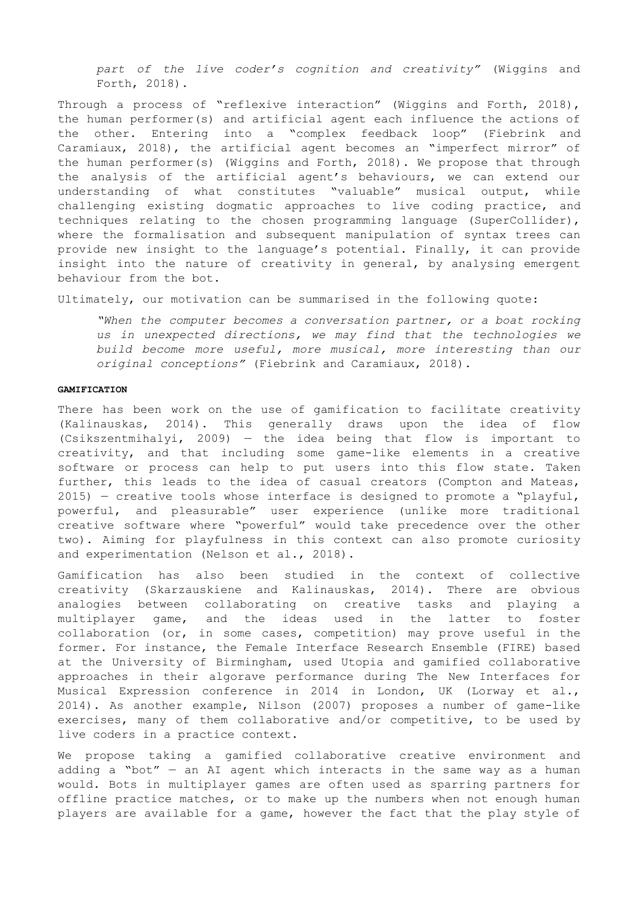> *part of the live coder's cognition and creativity"* (Wiggins and Forth, 2018).

Through a process of "reflexive interaction" (Wiggins and Forth, 2018), the human performer(s) and artificial agent each influence the actions of the other. Entering into a "complex feedback loop" (Fiebrink and Caramiaux, 2018), the artificial agent becomes an "imperfect mirror" of the human performer(s) (Wiggins and Forth, 2018). We propose that through the analysis of the artificial agent's behaviours, we can extend our understanding of what constitutes "valuable" musical output, while challenging existing dogmatic approaches to live coding practice, and techniques relating to the chosen programming language (SuperCollider), where the formalisation and subsequent manipulation of syntax trees can provide new insight to the language's potential. Finally, it can provide insight into the nature of creativity in general, by analysing emergent behaviour from the bot.

Ultimately, our motivation can be summarised in the following quote:

> *"When the computer becomes a conversation partner, or a boat rocking us in unexpected directions, we may find that the technologies we build become more useful, more musical, more interesting than our original conceptions"* (Fiebrink and Caramiaux, 2018).

**GAMIFICATION**

There has been work on the use of gamification to facilitate creativity (Kalinauskas, 2014). This generally draws upon the idea of flow (Csikszentmihalyi, 2009) — the idea being that flow is important to creativity, and that including some game-like elements in a creative software or process can help to put users into this flow state. Taken further, this leads to the idea of casual creators (Compton and Mateas, 2015) — creative tools whose interface is designed to promote a "playful, powerful, and pleasurable" user experience (unlike more traditional creative software where "powerful" would take precedence over the other two). Aiming for playfulness in this context can also promote curiosity and experimentation (Nelson et al., 2018).

Gamification has also been studied in the context of collective creativity (Skarzauskiene and Kalinauskas, 2014). There are obvious analogies between collaborating on creative tasks and playing a multiplayer game, and the ideas used in the latter to foster collaboration (or, in some cases, competition) may prove useful in the former. For instance, the Female Interface Research Ensemble (FIRE) based at the University of Birmingham, used Utopia and gamified collaborative approaches in their algorave performance during The New Interfaces for Musical Expression conference in 2014 in London, UK (Lorway et al., 2014). As another example, Nilson (2007) proposes a number of game-like exercises, many of them collaborative and/or competitive, to be used by live coders in a practice context.

We propose taking a gamified collaborative creative environment and adding a "bot" — an AI agent which interacts in the same way as a human would. Bots in multiplayer games are often used as sparring partners for offline practice matches, or to make up the numbers when not enough human players are available for a game, however the fact that the play style of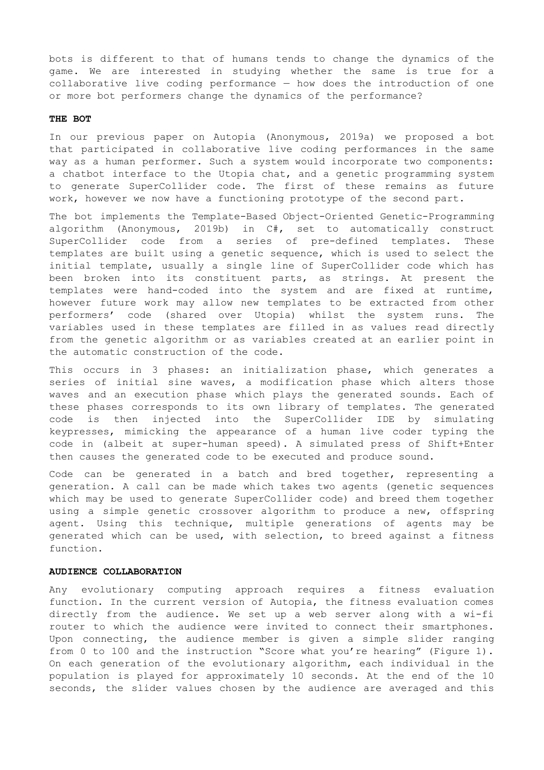bots is different to that of humans tends to change the dynamics of the game. We are interested in studying whether the same is true for a collaborative live coding performance — how does the introduction of one or more bot performers change the dynamics of the performance?

## THE BOT

In our previous paper on Autopia (Anonymous, 2019a) we proposed a bot that participated in collaborative live coding performances in the same way as a human performer. Such a system would incorporate two components: a chatbot interface to the Utopia chat, and a genetic programming system to generate SuperCollider code. The first of these remains as future work, however we now have a functioning prototype of the second part.

The bot implements the Template-Based Object-Oriented Genetic-Programming algorithm (Anonymous, 2019b) in C#, set to automatically construct SuperCollider code from a series of pre-defined templates. These templates are built using a genetic sequence, which is used to select the initial template, usually a single line of SuperCollider code which has been broken into its constituent parts, as strings. At present the templates were hand-coded into the system and are fixed at runtime, however future work may allow new templates to be extracted from other performers' code (shared over Utopia) whilst the system runs. The variables used in these templates are filled in as values read directly from the genetic algorithm or as variables created at an earlier point in the automatic construction of the code.

This occurs in 3 phases: an initialization phase, which generates a series of initial sine waves, a modification phase which alters those waves and an execution phase which plays the generated sounds. Each of these phases corresponds to its own library of templates. The generated code is then injected into the SuperCollider IDE by simulating keypresses, mimicking the appearance of a human live coder typing the code in (albeit at super-human speed). A simulated press of Shift+Enter then causes the generated code to be executed and produce sound.

Code can be generated in a batch and bred together, representing a generation. A call can be made which takes two agents (genetic sequences which may be used to generate SuperCollider code) and breed them together using a simple genetic crossover algorithm to produce a new, offspring agent. Using this technique, multiple generations of agents may be generated which can be used, with selection, to breed against a fitness function.

## AUDIENCE COLLABORATION

Any evolutionary computing approach requires a fitness evaluation function. In the current version of Autopia, the fitness evaluation comes directly from the audience. We set up a web server along with a wi-fi router to which the audience were invited to connect their smartphones. Upon connecting, the audience member is given a simple slider ranging from 0 to 100 and the instruction "Score what you're hearing" (Figure 1). On each generation of the evolutionary algorithm, each individual in the population is played for approximately 10 seconds. At the end of the 10 seconds, the slider values chosen by the audience are averaged and this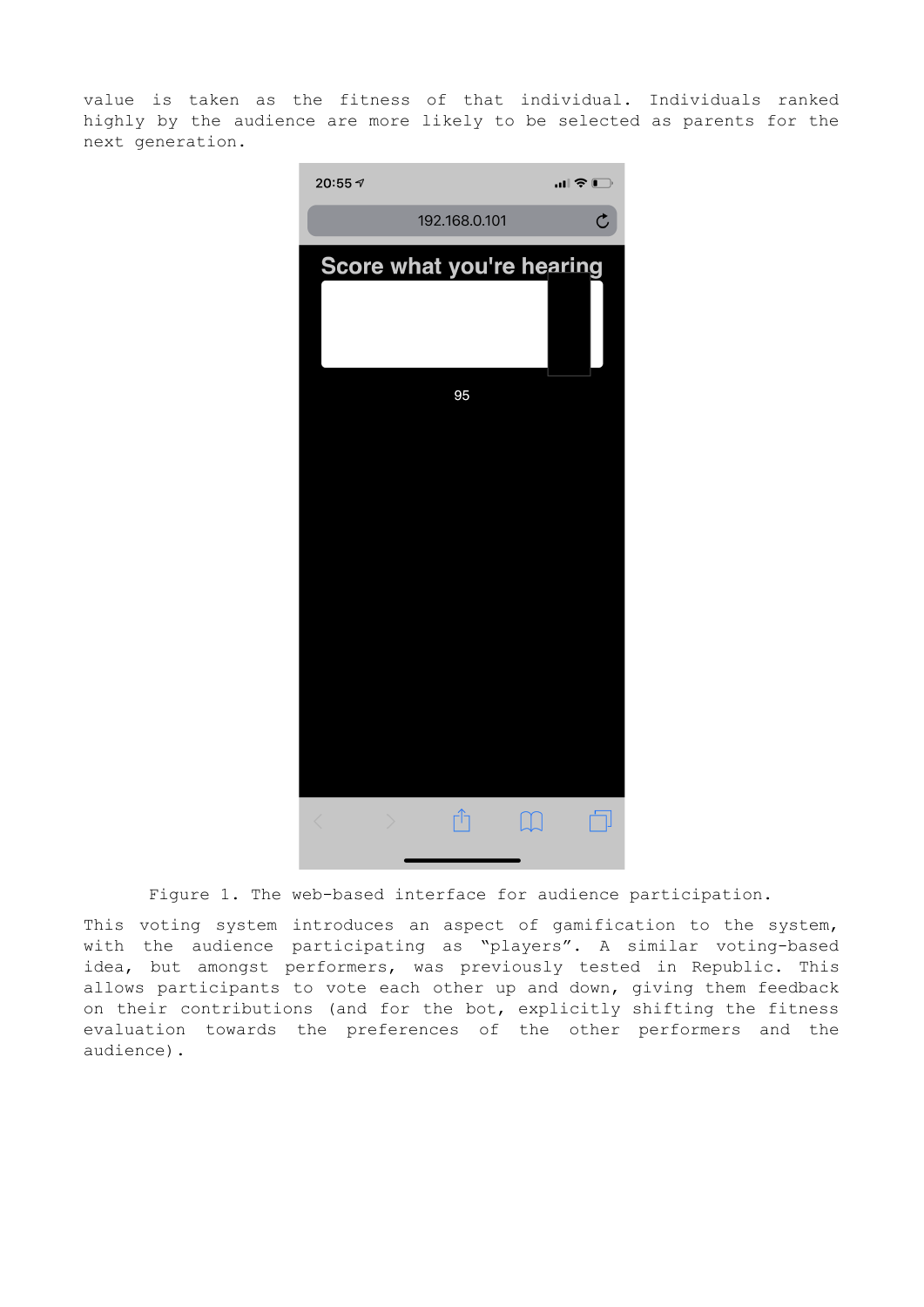value is taken as the fitness of that individual. Individuals ranked highly by the audience are more likely to be selected as parents for the next generation.

Figure 1. The web-based interface for audience participation.

This voting system introduces an aspect of gamification to the system, with the audience participating as “players”. A similar voting-based idea, but amongst performers, was previously tested in Republic. This allows participants to vote each other up and down, giving them feedback on their contributions (and for the bot, explicitly shifting the fitness evaluation towards the preferences of the other performers and the audience).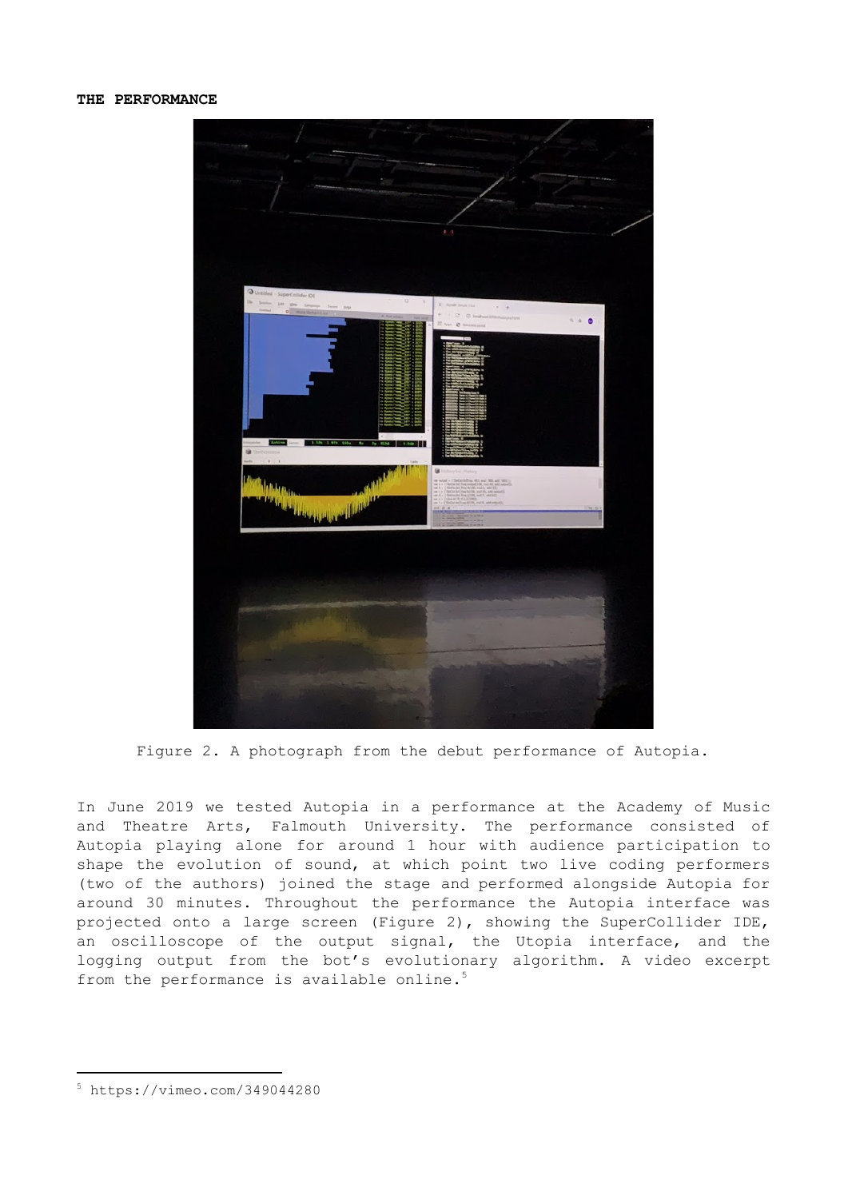**THE PERFORMANCE**

Figure 2. A photograph from the debut performance of Autopia.

In June 2019 we tested Autopia in a performance at the Academy of Music and Theatre Arts, Falmouth University. The performance consisted of Autopia playing alone for around 1 hour with audience participation to shape the evolution of sound, at which point two live coding performers (two of the authors) joined the stage and performed alongside Autopia for around 30 minutes. Throughout the performance the Autopia interface was projected onto a large screen (Figure 2), showing the SuperCollider IDE, an oscilloscope of the output signal, the Utopia interface, and the logging output from the bot's evolutionary algorithm. A video excerpt from the performance is available online.[5]

[5] https://vimeo.com/349044280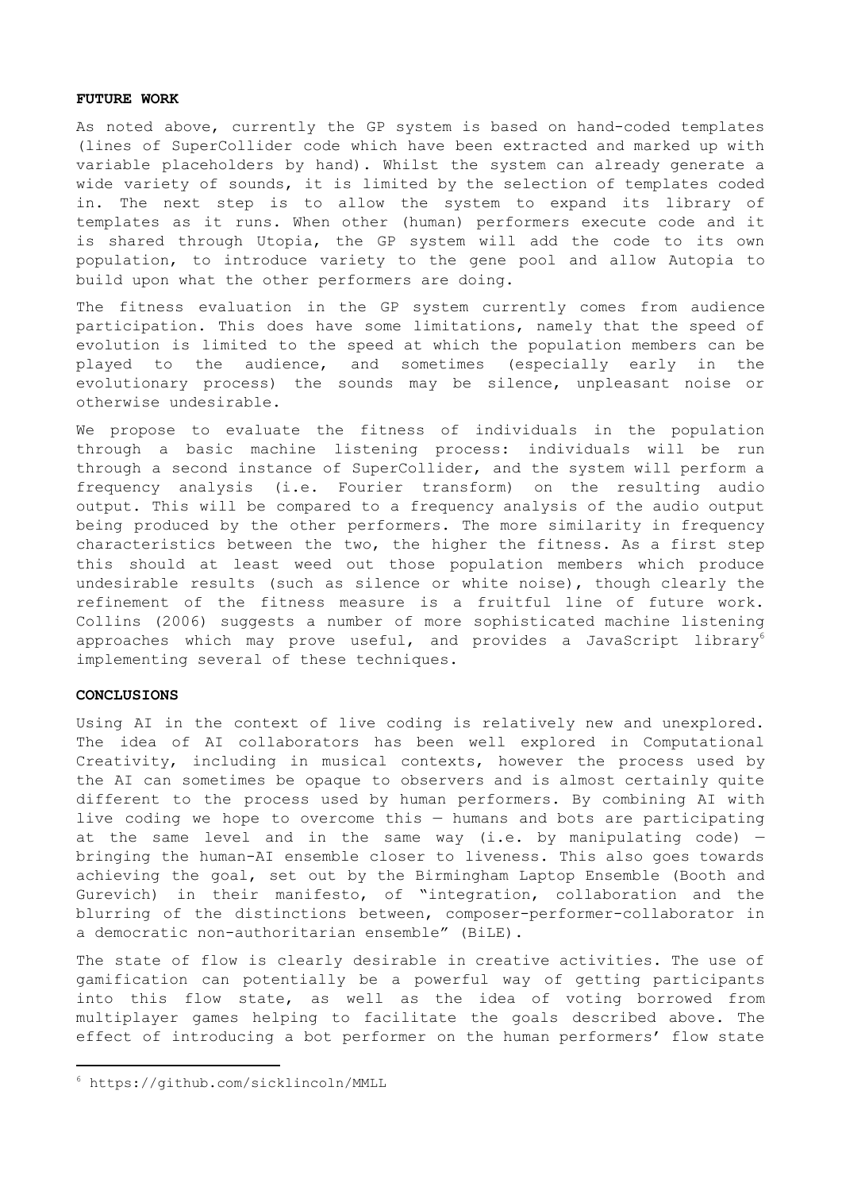## FUTURE WORK

As noted above, currently the GP system is based on hand-coded templates (lines of SuperCollider code which have been extracted and marked up with variable placeholders by hand). Whilst the system can already generate a wide variety of sounds, it is limited by the selection of templates coded in. The next step is to allow the system to expand its library of templates as it runs. When other (human) performers execute code and it is shared through Utopia, the GP system will add the code to its own population, to introduce variety to the gene pool and allow Autopia to build upon what the other performers are doing.

The fitness evaluation in the GP system currently comes from audience participation. This does have some limitations, namely that the speed of evolution is limited to the speed at which the population members can be played to the audience, and sometimes (especially early in the evolutionary process) the sounds may be silence, unpleasant noise or otherwise undesirable.

We propose to evaluate the fitness of individuals in the population through a basic machine listening process: individuals will be run through a second instance of SuperCollider, and the system will perform a frequency analysis (i.e. Fourier transform) on the resulting audio output. This will be compared to a frequency analysis of the audio output being produced by the other performers. The more similarity in frequency characteristics between the two, the higher the fitness. As a first step this should at least weed out those population members which produce undesirable results (such as silence or white noise), though clearly the refinement of the fitness measure is a fruitful line of future work. Collins (2006) suggests a number of more sophisticated machine listening approaches which may prove useful, and provides a JavaScript library[6] implementing several of these techniques.

## CONCLUSIONS

Using AI in the context of live coding is relatively new and unexplored. The idea of AI collaborators has been well explored in Computational Creativity, including in musical contexts, however the process used by the AI can sometimes be opaque to observers and is almost certainly quite different to the process used by human performers. By combining AI with live coding we hope to overcome this — humans and bots are participating at the same level and in the same way (i.e. by manipulating code) — bringing the human-AI ensemble closer to liveness. This also goes towards achieving the goal, set out by the Birmingham Laptop Ensemble (Booth and Gurevich) in their manifesto, of "integration, collaboration and the blurring of the distinctions between, composer-performer-collaborator in a democratic non-authoritarian ensemble" (BiLE).

The state of flow is clearly desirable in creative activities. The use of gamification can potentially be a powerful way of getting participants into this flow state, as well as the idea of voting borrowed from multiplayer games helping to facilitate the goals described above. The effect of introducing a bot performer on the human performers' flow state

---

[6] https://github.com/sicklincoln/MMLL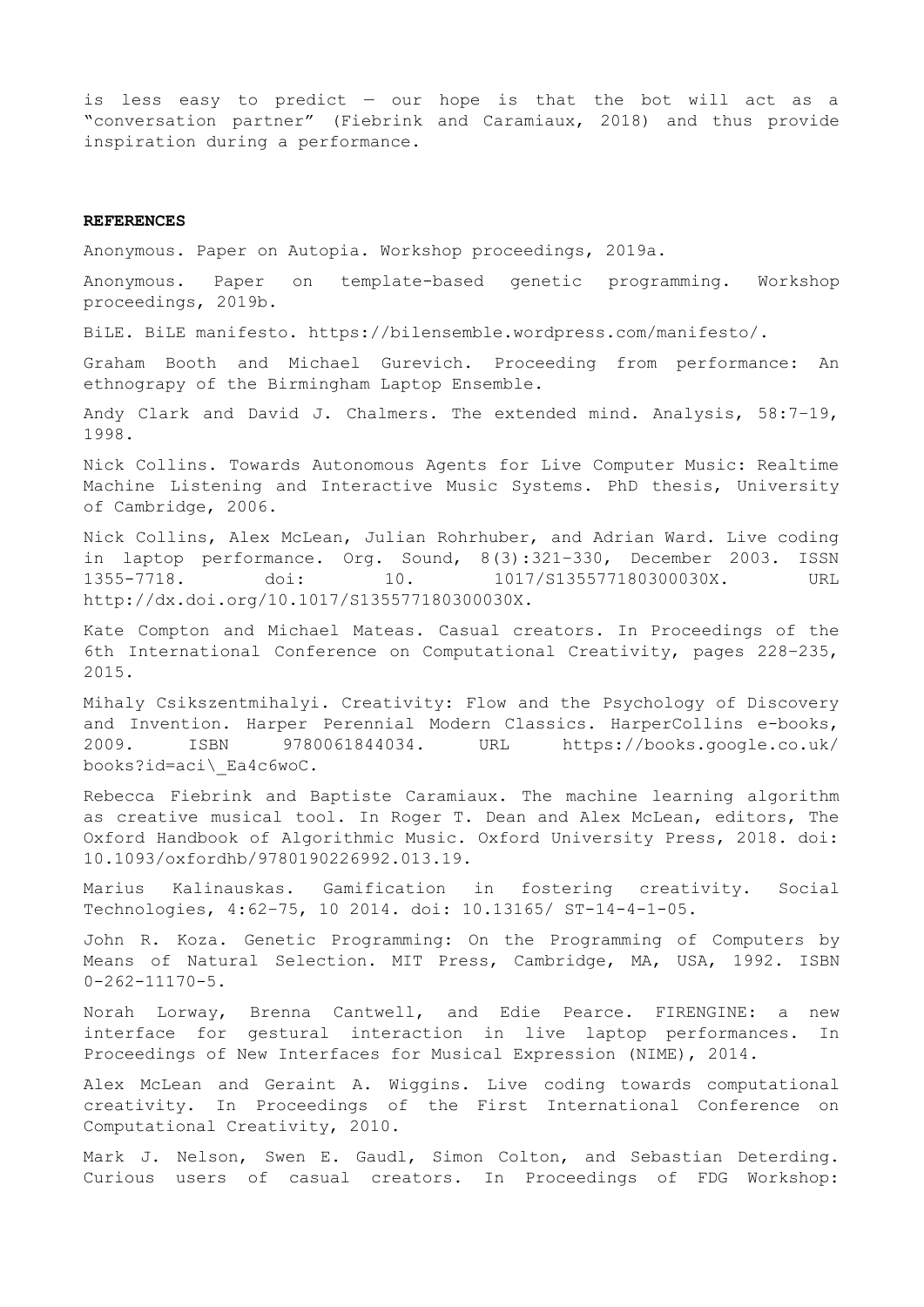is less easy to predict — our hope is that the bot will act as a "conversation partner" (Fiebrink and Caramiaux, 2018) and thus provide inspiration during a performance.

## REFERENCES

Anonymous. Paper on Autopia. Workshop proceedings, 2019a.

Anonymous. Paper on template-based genetic programming. Workshop proceedings, 2019b.

BiLE. BiLE manifesto. https://bilensemble.wordpress.com/manifesto/.

Graham Booth and Michael Gurevich. Proceeding from performance: An ethnograpy of the Birmingham Laptop Ensemble.

Andy Clark and David J. Chalmers. The extended mind. Analysis, 58:7–19, 1998.

Nick Collins. Towards Autonomous Agents for Live Computer Music: Realtime Machine Listening and Interactive Music Systems. PhD thesis, University of Cambridge, 2006.

Nick Collins, Alex McLean, Julian Rohrhuber, and Adrian Ward. Live coding in laptop performance. Org. Sound, 8(3):321–330, December 2003. ISSN 1355-7718. doi: 10. 1017/S135577180300030X. URL http://dx.doi.org/10.1017/S135577180300030X.

Kate Compton and Michael Mateas. Casual creators. In Proceedings of the 6th International Conference on Computational Creativity, pages 228–235, 2015.

Mihaly Csikszentmihalyi. Creativity: Flow and the Psychology of Discovery and Invention. Harper Perennial Modern Classics. HarperCollins e-books, 2009. ISBN 9780061844034. URL https://books.google.co.uk/books?id=aci\_Ea4c6woC.

Rebecca Fiebrink and Baptiste Caramiaux. The machine learning algorithm as creative musical tool. In Roger T. Dean and Alex McLean, editors, The Oxford Handbook of Algorithmic Music. Oxford University Press, 2018. doi: 10.1093/oxfordhb/9780190226992.013.19.

Marius Kalinauskas. Gamification in fostering creativity. Social Technologies, 4:62–75, 10 2014. doi: 10.13165/ ST-14-4-1-05.

John R. Koza. Genetic Programming: On the Programming of Computers by Means of Natural Selection. MIT Press, Cambridge, MA, USA, 1992. ISBN 0-262-11170-5.

Norah Lorway, Brenna Cantwell, and Edie Pearce. FIRENGINE: a new interface for gestural interaction in live laptop performances. In Proceedings of New Interfaces for Musical Expression (NIME), 2014.

Alex McLean and Geraint A. Wiggins. Live coding towards computational creativity. In Proceedings of the First International Conference on Computational Creativity, 2010.

Mark J. Nelson, Swen E. Gaudl, Simon Colton, and Sebastian Deterding. Curious users of casual creators. In Proceedings of FDG Workshop: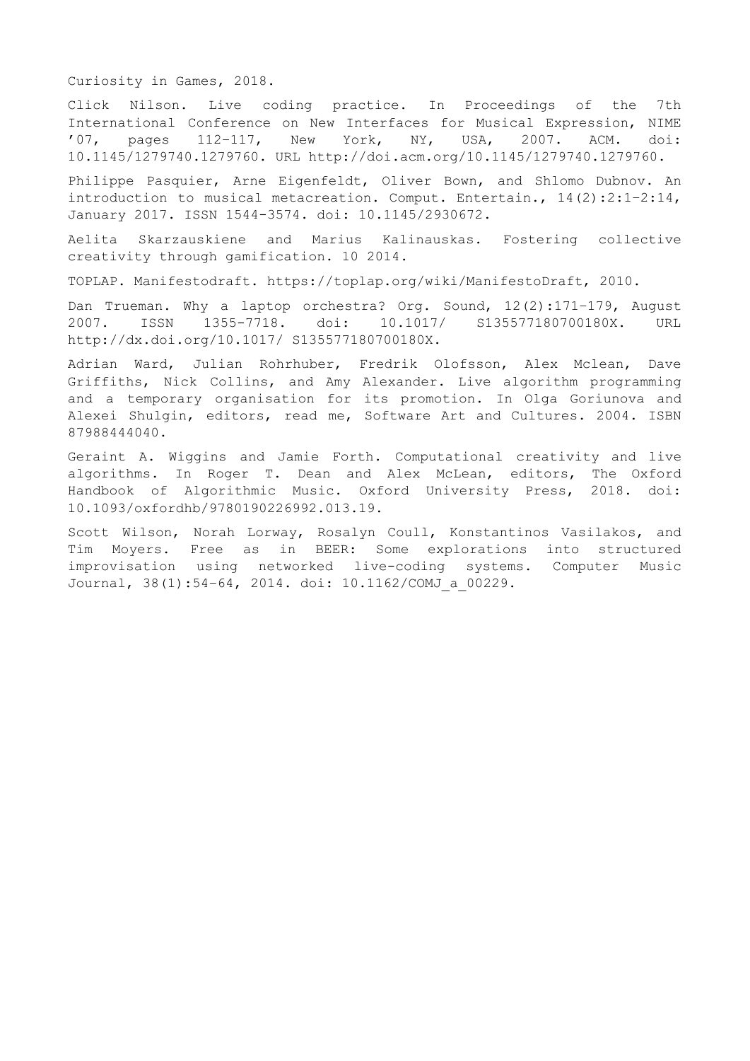Curiosity in Games, 2018.

Click Nilson. Live coding practice. In Proceedings of the 7th International Conference on New Interfaces for Musical Expression, NIME '07, pages 112–117, New York, NY, USA, 2007. ACM. doi: 10.1145/1279740.1279760. URL http://doi.acm.org/10.1145/1279740.1279760.

Philippe Pasquier, Arne Eigenfeldt, Oliver Bown, and Shlomo Dubnov. An introduction to musical metacreation. Comput. Entertain., 14(2):2:1–2:14, January 2017. ISSN 1544-3574. doi: 10.1145/2930672.

Aelita Skarzauskiene and Marius Kalinauskas. Fostering collective creativity through gamification. 10 2014.

TOPLAP. Manifestodraft. https://toplap.org/wiki/ManifestoDraft, 2010.

Dan Trueman. Why a laptop orchestra? Org. Sound, 12(2):171–179, August 2007. ISSN 1355-7718. doi: 10.1017/ S135577180700180X. URL http://dx.doi.org/10.1017/ S135577180700180X.

Adrian Ward, Julian Rohrhuber, Fredrik Olofsson, Alex Mclean, Dave Griffiths, Nick Collins, and Amy Alexander. Live algorithm programming and a temporary organisation for its promotion. In Olga Goriunova and Alexei Shulgin, editors, read me, Software Art and Cultures. 2004. ISBN 87988444040.

Geraint A. Wiggins and Jamie Forth. Computational creativity and live algorithms. In Roger T. Dean and Alex McLean, editors, The Oxford Handbook of Algorithmic Music. Oxford University Press, 2018. doi: 10.1093/oxfordhb/9780190226992.013.19.

Scott Wilson, Norah Lorway, Rosalyn Coull, Konstantinos Vasilakos, and Tim Moyers. Free as in BEER: Some explorations into structured improvisation using networked live-coding systems. Computer Music Journal, 38(1):54–64, 2014. doi: 10.1162/COMJ_a_00229.